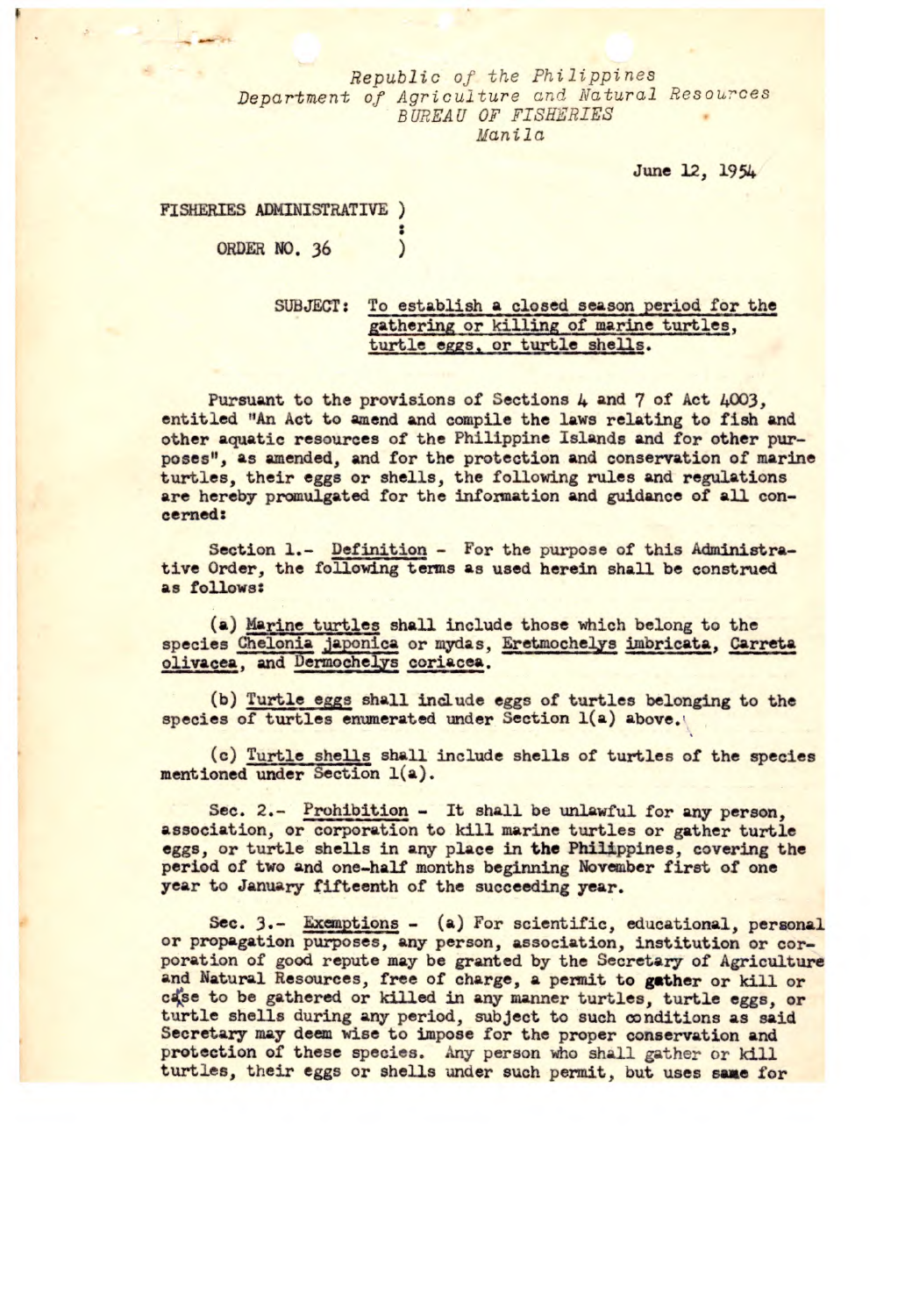*Republic of the Philippines*
*Department of Agriculture and Natural Resources*
*BUREAU OF FISHERIES*
*Manila*

June 12, 1954

FISHERIES ADMINISTRATIVE )
:
ORDER NO. 36 )

SUBJECT: <u>To establish a closed season period for the gathering or killing of marine turtles, turtle eggs, or turtle shells.</u>

Pursuant to the provisions of Sections 4 and 7 of Act 4003, entitled "An Act to amend and compile the laws relating to fish and other aquatic resources of the Philippine Islands and for other purposes", as amended, and for the protection and conservation of marine turtles, their eggs or shells, the following rules and regulations are hereby promulgated for the information and guidance of all concerned:

Section 1.- <u>Definition</u> - For the purpose of this Administrative Order, the following terms as used herein shall be construed as follows:

(a) <u>Marine turtles</u> shall include those which belong to the species <u>Chelonia japonica</u> or mydas, <u>Eretmochelys imbricata</u>, <u>Carreta olivacea</u>, and <u>Dermochelys coriacea</u>.

(b) <u>Turtle eggs</u> shall include eggs of turtles belonging to the species of turtles enumerated under Section 1(a) above.

(c) <u>Turtle shells</u> shall include shells of turtles of the species mentioned under Section 1(a).

Sec. 2.- <u>Prohibition</u> - It shall be unlawful for any person, association, or corporation to kill marine turtles or gather turtle eggs, or turtle shells in any place in the Philippines, covering the period of two and one-half months beginning November first of one year to January fifteenth of the succeeding year.

Sec. 3.- <u>Exemptions</u> - (a) For scientific, educational, personal or propagation purposes, any person, association, institution or corporation of good repute may be granted by the Secretary of Agriculture and Natural Resources, free of charge, a permit to gather or kill or cause to be gathered or killed in any manner turtles, turtle eggs, or turtle shells during any period, subject to such conditions as said Secretary may deem wise to impose for the proper conservation and protection of these species. Any person who shall gather or kill turtles, their eggs or shells under such permit, but uses same for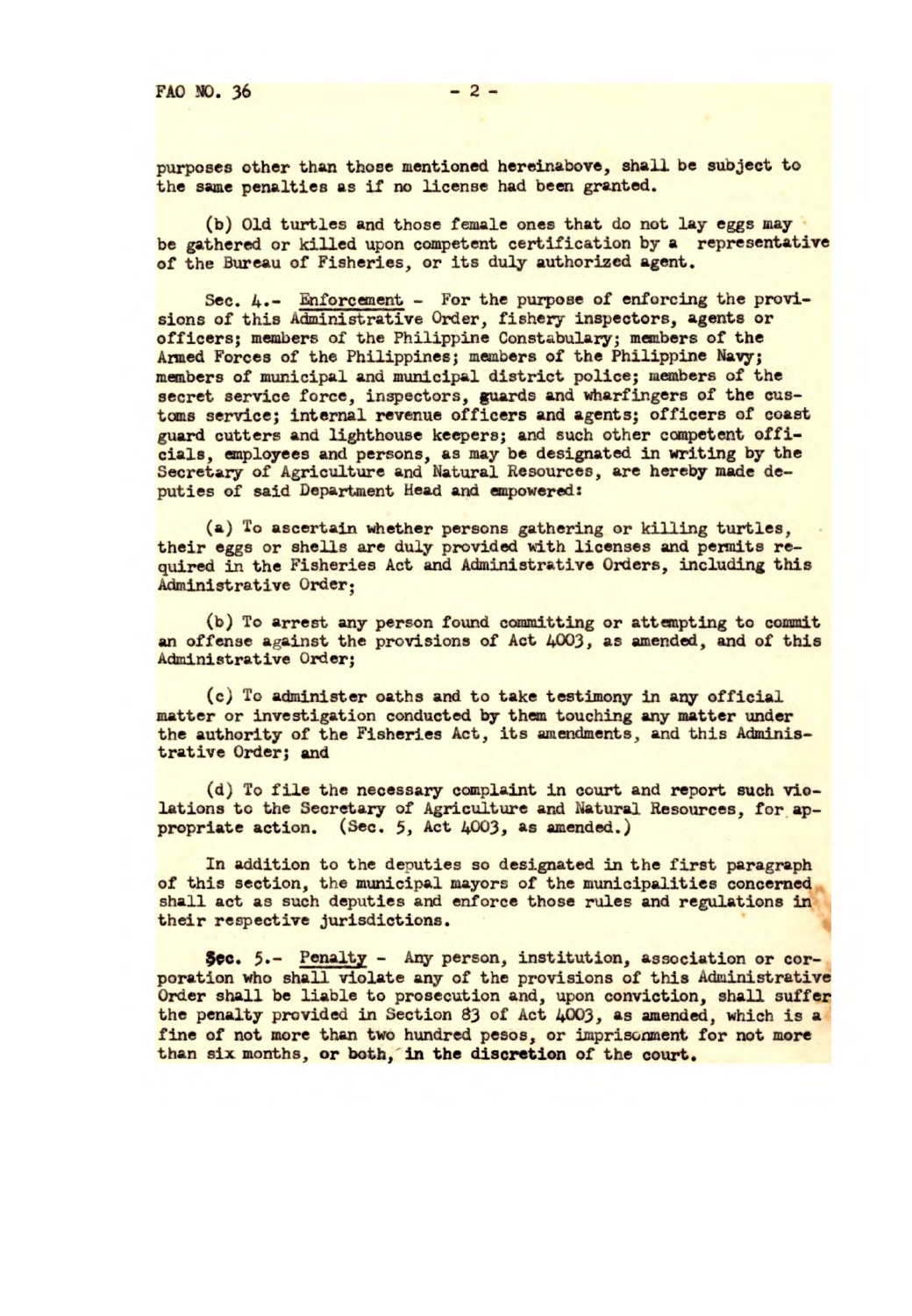purposes other than those mentioned hereinabove, shall be subject to the same penalties as if no license had been granted.

(b) Old turtles and those female ones that do not lay eggs may be gathered or killed upon competent certification by a representative of the Bureau of Fisheries, or its duly authorized agent.

Sec. 4.- Enforcement - For the purpose of enforcing the provisions of this Administrative Order, fishery inspectors, agents or officers; members of the Philippine Constabulary; members of the Armed Forces of the Philippines; members of the Philippine Navy; members of municipal and municipal district police; members of the secret service force, inspectors, guards and wharfingers of the customs service; internal revenue officers and agents; officers of coast guard cutters and lighthouse keepers; and such other competent officials, employees and persons, as may be designated in writing by the Secretary of Agriculture and Natural Resources, are hereby made deputies of said Department Head and empowered:

(a) To ascertain whether persons gathering or killing turtles, their eggs or shells are duly provided with licenses and permits required in the Fisheries Act and Administrative Orders, including this Administrative Order;

(b) To arrest any person found committing or attempting to commit an offense against the provisions of Act 4003, as amended, and of this Administrative Order;

(c) To administer oaths and to take testimony in any official matter or investigation conducted by them touching any matter under the authority of the Fisheries Act, its amendments, and this Administrative Order; and

(d) To file the necessary complaint in court and report such violations to the Secretary of Agriculture and Natural Resources, for appropriate action. (Sec. 5, Act 4003, as amended.)

In addition to the deputies so designated in the first paragraph of this section, the municipal mayors of the municipalities concerned shall act as such deputies and enforce those rules and regulations in their respective jurisdictions.

Sec. 5.- Penalty - Any person, institution, association or corporation who shall violate any of the provisions of this Administrative Order shall be liable to prosecution and, upon conviction, shall suffer the penalty provided in Section 83 of Act 4003, as amended, which is a fine of not more than two hundred pesos, or imprisonment for not more than six months, or both, in the discretion of the court.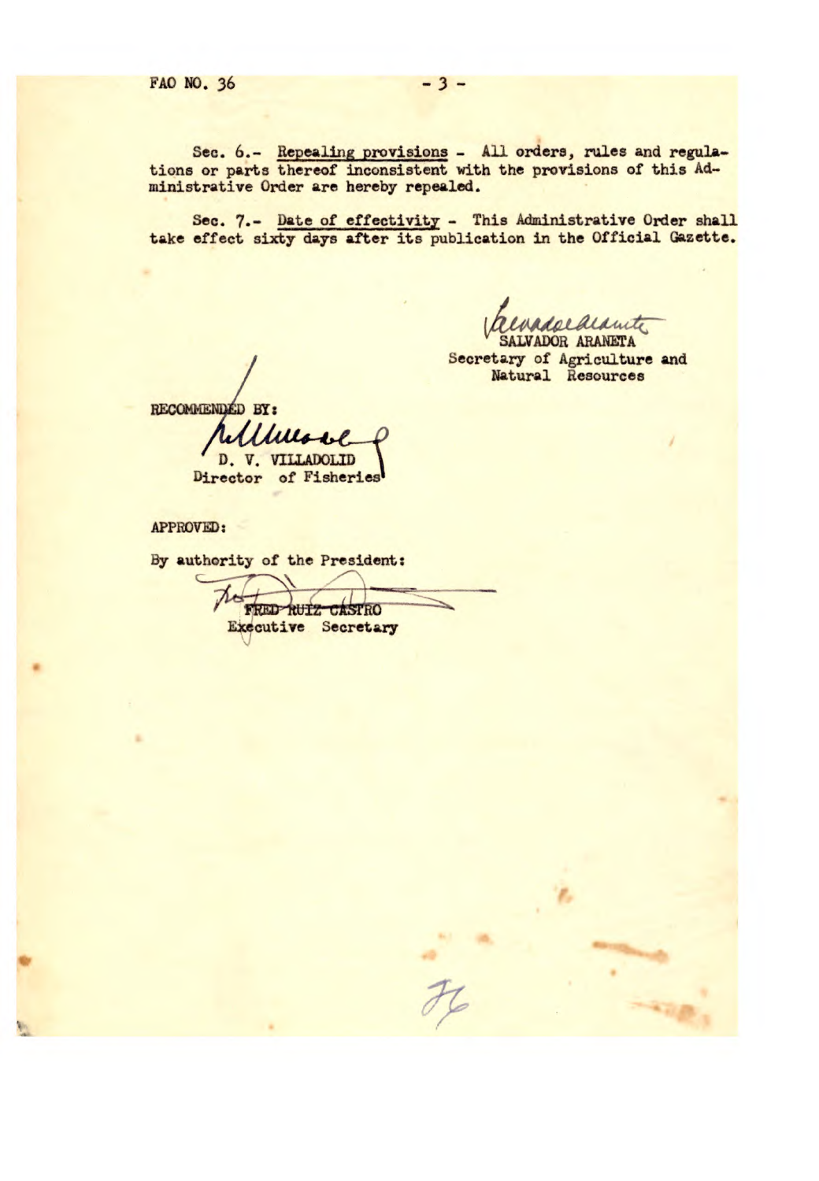Sec. 6.- Repealing provisions - All orders, rules and regulations or parts thereof inconsistent with the provisions of this Administrative Order are hereby repealed.

Sec. 7.- Date of effectivity - This Administrative Order shall take effect sixty days after its publication in the Official Gazette.

SALVADOR ARANETA
Secretary of Agriculture and Natural Resources

RECOMMENDED BY:

D. V. VILLADOLID
Director of Fisheries

APPROVED:

By authority of the President:

FRED RUIZ CASTRO
Executive Secretary